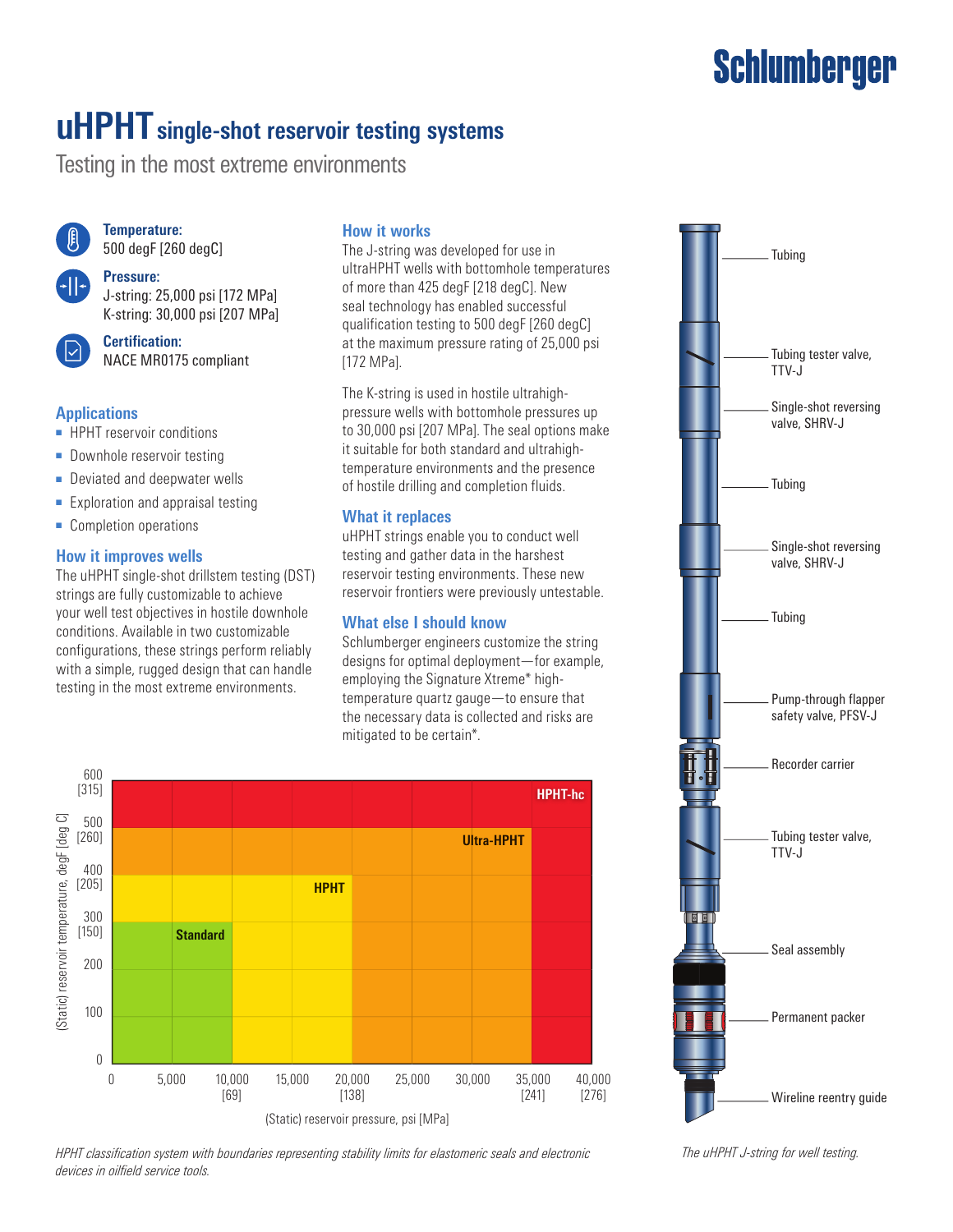Schlumberger

# uHPHT single-shot reservoir testing systems

Testing in the most extreme environments

**Temperature:**
500 degF [260 degC]

**Pressure:**
J-string: 25,000 psi [172 MPa]
K-string: 30,000 psi [207 MPa]

**Certification:**
NACE MR0175 compliant

## Applications

- HPHT reservoir conditions
- Downhole reservoir testing
- Deviated and deepwater wells
- Exploration and appraisal testing
- Completion operations

## How it improves wells

The uHPHT single-shot drillstem testing (DST) strings are fully customizable to achieve your well test objectives in hostile downhole conditions. Available in two customizable configurations, these strings perform reliably with a simple, rugged design that can handle testing in the most extreme environments.

## How it works

The J-string was developed for use in ultraHPHT wells with bottomhole temperatures of more than 425 degF [218 degC]. New seal technology has enabled successful qualification testing to 500 degF [260 degC] at the maximum pressure rating of 25,000 psi [172 MPa].

The K-string is used in hostile ultrahigh-pressure wells with bottomhole pressures up to 30,000 psi [207 MPa]. The seal options make it suitable for both standard and ultrahigh-temperature environments and the presence of hostile drilling and completion fluids.

## What it replaces

uHPHT strings enable you to conduct well testing and gather data in the harshest reservoir testing environments. These new reservoir frontiers were previously untestable.

## What else I should know

Schlumberger engineers customize the string designs for optimal deployment—for example, employing the Signature Xtreme* high-temperature quartz gauge—to ensure that the necessary data is collected and risks are mitigated to be certain*.

*HPHT classification system with boundaries representing stability limits for elastomeric seals and electronic devices in oilfield service tools.*

*The uHPHT J-string for well testing.*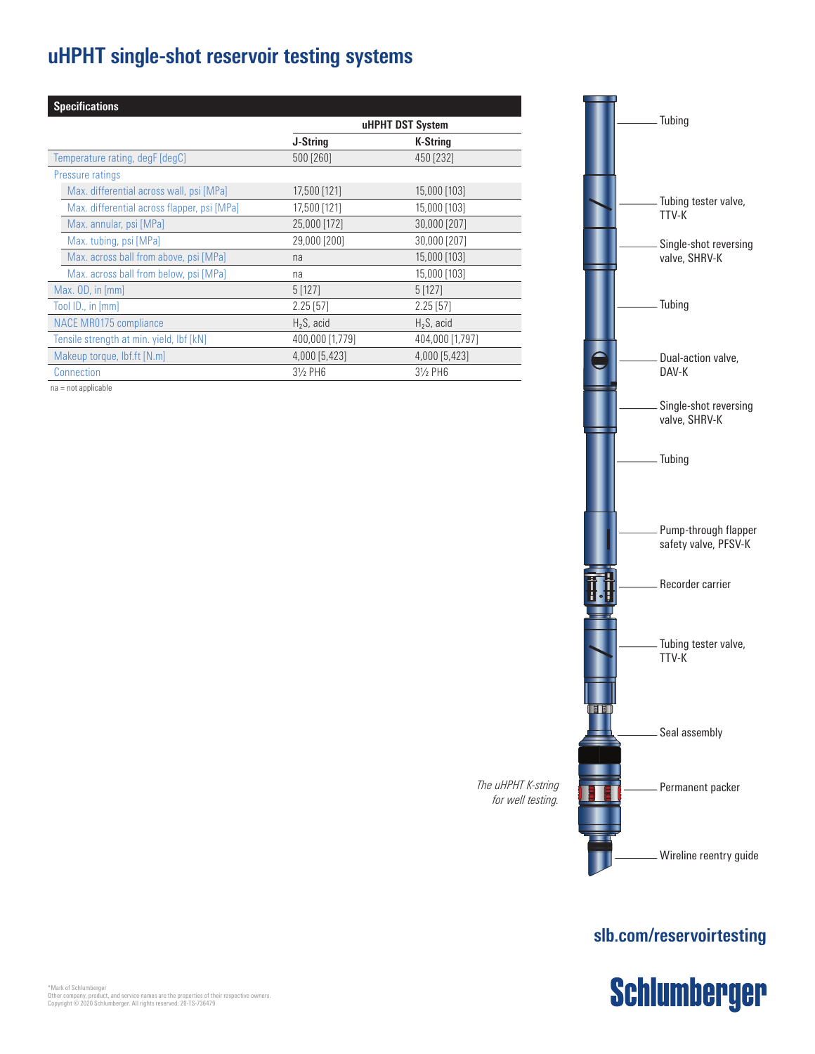# uHPHT single-shot reservoir testing systems

| Specifications | uHPHT DST System | |
|---|---|---|
| | J-String | K-String |
| Temperature rating, degF [degC] | 500 [260] | 450 [232] |
| Pressure ratings | | |
| Max. differential across wall, psi [MPa] | 17,500 [121] | 15,000 [103] |
| Max. differential across flapper, psi [MPa] | 17,500 [121] | 15,000 [103] |
| Max. annular, psi [MPa] | 25,000 [172] | 30,000 [207] |
| Max. tubing, psi [MPa] | 29,000 [200] | 30,000 [207] |
| Max. across ball from above, psi [MPa] | na | 15,000 [103] |
| Max. across ball from below, psi [MPa] | na | 15,000 [103] |
| Max. OD, in [mm] | 5 [127] | 5 [127] |
| Tool ID., in [mm] | 2.25 [57] | 2.25 [57] |
| NACE MR0175 compliance | $H_2S$, acid | $H_2S$, acid |
| Tensile strength at min. yield, lbf [kN] | 400,000 [1,779] | 404,000 [1,797] |
| Makeup torque, lbf.ft [N.m] | 4,000 [5,423] | 4,000 [5,423] |
| Connection | 3½ PH6 | 3½ PH6 |

na = not applicable

Tubing

Tubing tester valve, TTV-K

Single-shot reversing valve, SHRV-K

Tubing

Dual-action valve, DAV-K

Single-shot reversing valve, SHRV-K

Tubing

Pump-through flapper safety valve, PFSV-K

Recorder carrier

Tubing tester valve, TTV-K

Seal assembly

Permanent packer

Wireline reentry guide

*The uHPHT K-string for well testing.*

**slb.com/reservoirtesting**

*Mark of Schlumberger
Other company, product, and service names are the properties of their respective owners.
Copyright © 2020 Schlumberger. All rights reserved. 20-TS-736479

Schlumberger